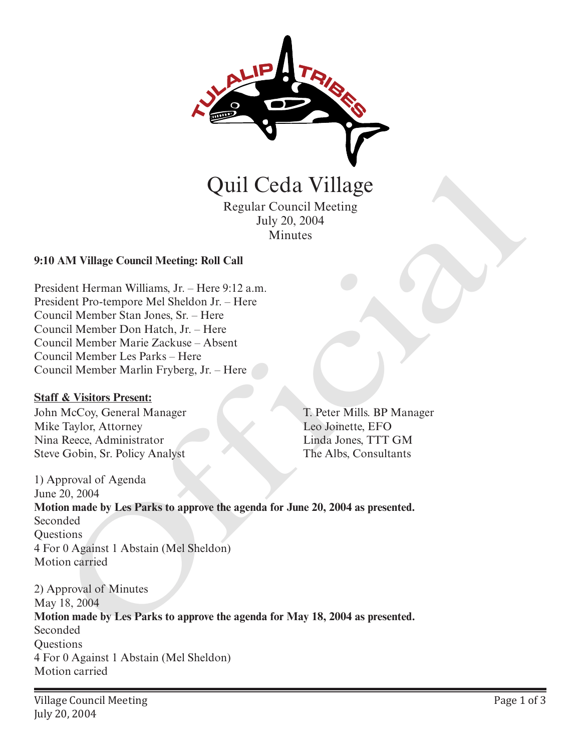# Quil Ceda Village

Regular Council Meeting
July 20, 2004
Minutes

**9:10 AM Village Council Meeting: Roll Call**

President Herman Williams, Jr. – Here 9:12 a.m.
President Pro-tempore Mel Sheldon Jr. – Here
Council Member Stan Jones, Sr. – Here
Council Member Don Hatch, Jr. – Here
Council Member Marie Zackuse – Absent
Council Member Les Parks – Here
Council Member Marlin Fryberg, Jr. – Here

**Staff & Visitors Present:**

John McCoy, General Manager
Mike Taylor, Attorney
Nina Reece, Administrator
Steve Gobin, Sr. Policy Analyst
T. Peter Mills. BP Manager
Leo Joinette, EFO
Linda Jones, TTT GM
The Albs, Consultants

1) Approval of Agenda
June 20, 2004
**Motion made by Les Parks to approve the agenda for June 20, 2004 as presented.**
Seconded
Questions
4 For 0 Against 1 Abstain (Mel Sheldon)
Motion carried

2) Approval of Minutes
May 18, 2004
**Motion made by Les Parks to approve the agenda for May 18, 2004 as presented.**
Seconded
Questions
4 For 0 Against 1 Abstain (Mel Sheldon)
Motion carried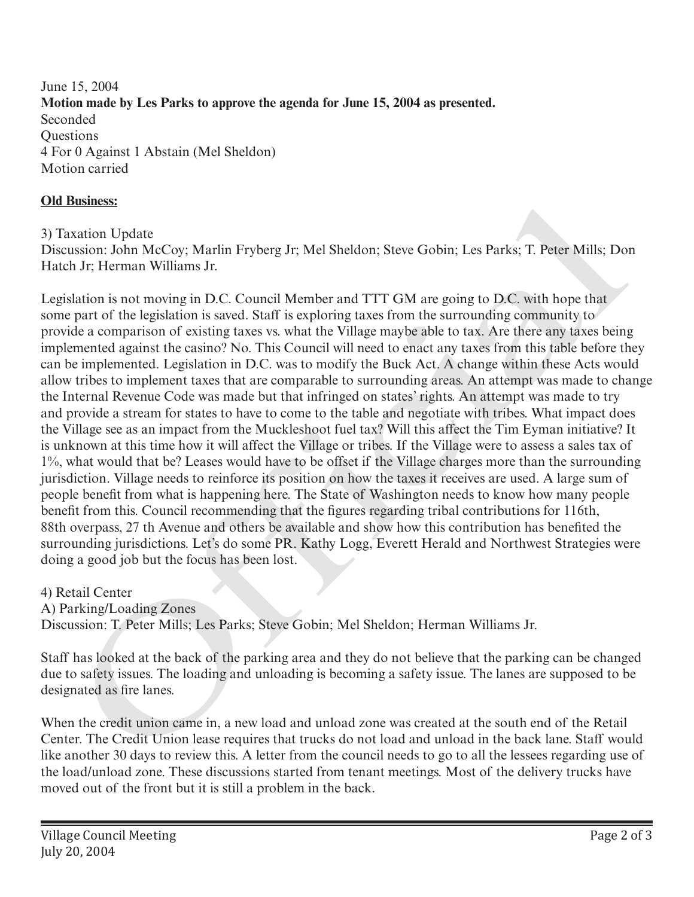June 15, 2004
**Motion made by Les Parks to approve the agenda for June 15, 2004 as presented.**
Seconded
Questions
4 For 0 Against 1 Abstain (Mel Sheldon)
Motion carried

**Old Business:**

3) Taxation Update
Discussion: John McCoy; Marlin Fryberg Jr; Mel Sheldon; Steve Gobin; Les Parks; T. Peter Mills; Don Hatch Jr; Herman Williams Jr.

Legislation is not moving in D.C. Council Member and TTT GM are going to D.C. with hope that some part of the legislation is saved. Staff is exploring taxes from the surrounding community to provide a comparison of existing taxes vs. what the Village maybe able to tax. Are there any taxes being implemented against the casino? No. This Council will need to enact any taxes from this table before they can be implemented. Legislation in D.C. was to modify the Buck Act. A change within these Acts would allow tribes to implement taxes that are comparable to surrounding areas. An attempt was made to change the Internal Revenue Code was made but that infringed on states' rights. An attempt was made to try and provide a stream for states to have to come to the table and negotiate with tribes. What impact does the Village see as an impact from the Muckleshoot fuel tax? Will this affect the Tim Eyman initiative? It is unknown at this time how it will affect the Village or tribes. If the Village were to assess a sales tax of 1%, what would that be? Leases would have to be offset if the Village charges more than the surrounding jurisdiction. Village needs to reinforce its position on how the taxes it receives are used. A large sum of people benefit from what is happening here. The State of Washington needs to know how many people benefit from this. Council recommending that the figures regarding tribal contributions for 116th, 88th overpass, 27 th Avenue and others be available and show how this contribution has benefited the surrounding jurisdictions. Let's do some PR. Kathy Logg, Everett Herald and Northwest Strategies were doing a good job but the focus has been lost.

4) Retail Center
A) Parking/Loading Zones
Discussion: T. Peter Mills; Les Parks; Steve Gobin; Mel Sheldon; Herman Williams Jr.

Staff has looked at the back of the parking area and they do not believe that the parking can be changed due to safety issues. The loading and unloading is becoming a safety issue. The lanes are supposed to be designated as fire lanes.

When the credit union came in, a new load and unload zone was created at the south end of the Retail Center. The Credit Union lease requires that trucks do not load and unload in the back lane. Staff would like another 30 days to review this. A letter from the council needs to go to all the lessees regarding use of the load/unload zone. These discussions started from tenant meetings. Most of the delivery trucks have moved out of the front but it is still a problem in the back.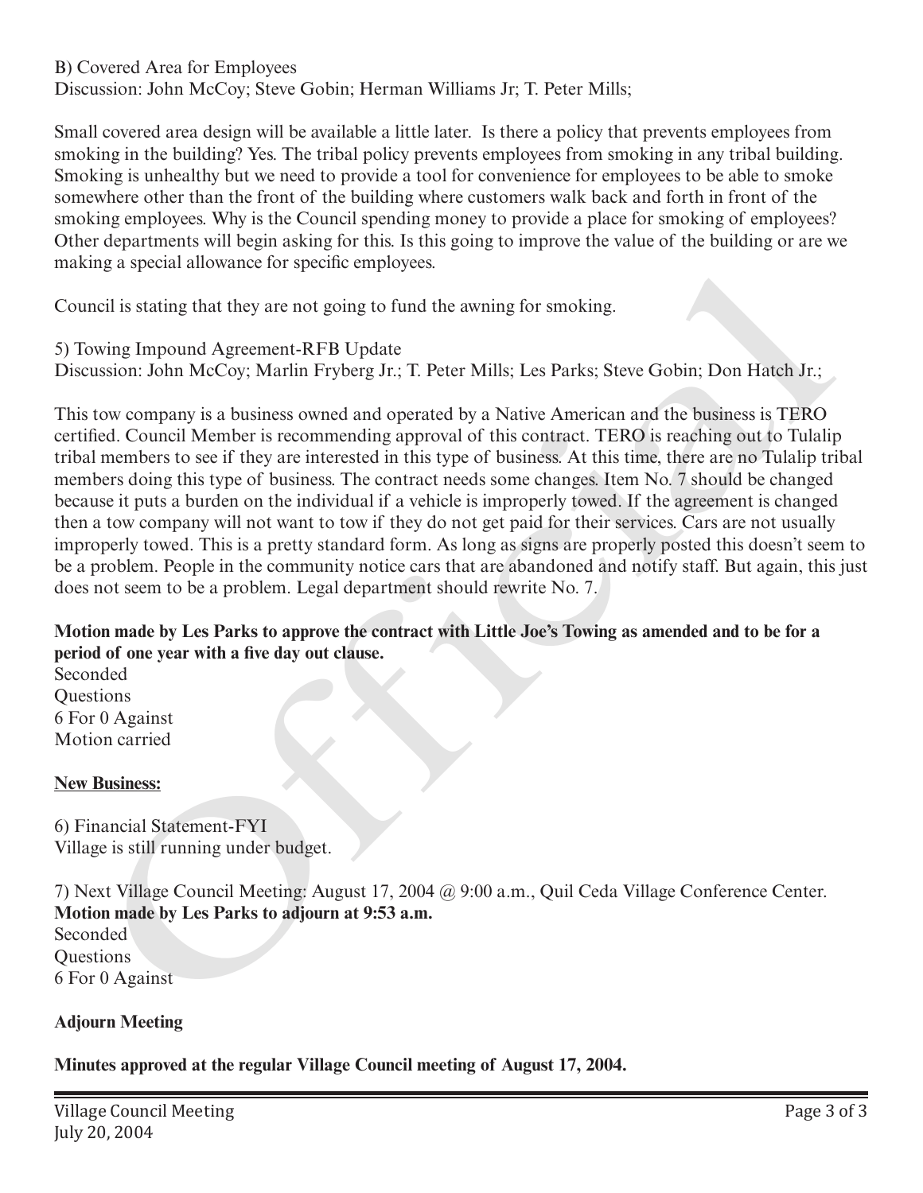B) Covered Area for Employees
Discussion: John McCoy; Steve Gobin; Herman Williams Jr; T. Peter Mills;

Small covered area design will be available a little later. Is there a policy that prevents employees from smoking in the building? Yes. The tribal policy prevents employees from smoking in any tribal building. Smoking is unhealthy but we need to provide a tool for convenience for employees to be able to smoke somewhere other than the front of the building where customers walk back and forth in front of the smoking employees. Why is the Council spending money to provide a place for smoking of employees? Other departments will begin asking for this. Is this going to improve the value of the building or are we making a special allowance for specific employees.

Council is stating that they are not going to fund the awning for smoking.

5) Towing Impound Agreement-RFB Update
Discussion: John McCoy; Marlin Fryberg Jr.; T. Peter Mills; Les Parks; Steve Gobin; Don Hatch Jr.;

This tow company is a business owned and operated by a Native American and the business is TERO certified. Council Member is recommending approval of this contract. TERO is reaching out to Tulalip tribal members to see if they are interested in this type of business. At this time, there are no Tulalip tribal members doing this type of business. The contract needs some changes. Item No. 7 should be changed because it puts a burden on the individual if a vehicle is improperly towed. If the agreement is changed then a tow company will not want to tow if they do not get paid for their services. Cars are not usually improperly towed. This is a pretty standard form. As long as signs are properly posted this doesn't seem to be a problem. People in the community notice cars that are abandoned and notify staff. But again, this just does not seem to be a problem. Legal department should rewrite No. 7.

**Motion made by Les Parks to approve the contract with Little Joe's Towing as amended and to be for a period of one year with a five day out clause.**
Seconded
Questions
6 For 0 Against
Motion carried

**New Business:**

6) Financial Statement-FYI
Village is still running under budget.

7) Next Village Council Meeting: August 17, 2004 @ 9:00 a.m., Quil Ceda Village Conference Center.
**Motion made by Les Parks to adjourn at 9:53 a.m.**
Seconded
Questions
6 For 0 Against

**Adjourn Meeting**

**Minutes approved at the regular Village Council meeting of August 17, 2004.**